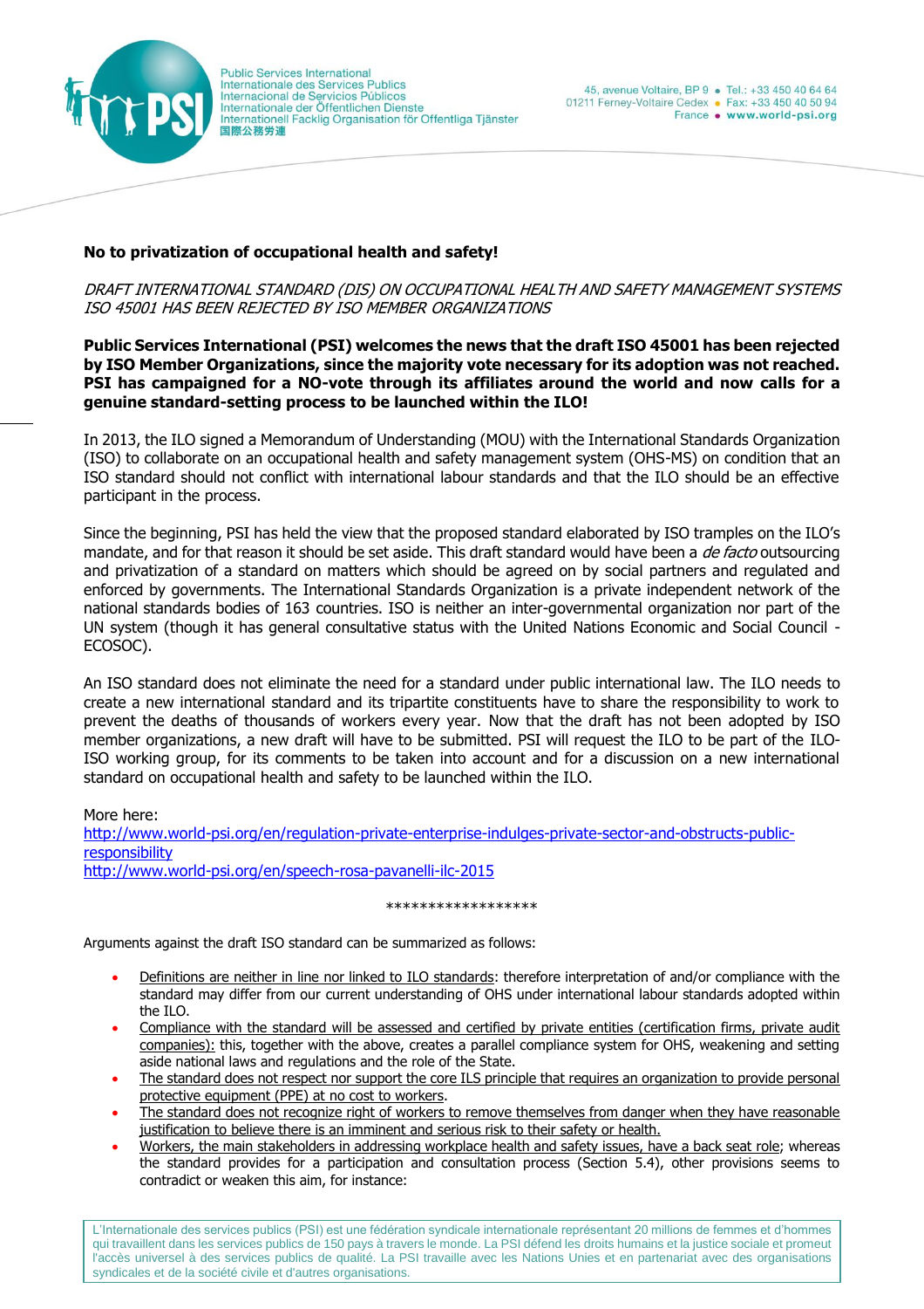Public Services International
Internationale des Services Publics
Internacional de Servicios Públicos
Internationale der Öffentlichen Dienste
Internationell Facklig Organisation för Offentliga Tjänster
国際公務労連

45, avenue Voltaire, BP 9 • Tel.: +33 450 40 64 64
01211 Ferney-Voltaire Cedex • Fax: +33 450 40 50 94
France • www.world-psi.org

**No to privatization of occupational health and safety!**

*DRAFT INTERNATIONAL STANDARD (DIS) ON OCCUPATIONAL HEALTH AND SAFETY MANAGEMENT SYSTEMS ISO 45001 HAS BEEN REJECTED BY ISO MEMBER ORGANIZATIONS*

**Public Services International (PSI) welcomes the news that the draft ISO 45001 has been rejected by ISO Member Organizations, since the majority vote necessary for its adoption was not reached. PSI has campaigned for a NO-vote through its affiliates around the world and now calls for a genuine standard-setting process to be launched within the ILO!**

In 2013, the ILO signed a Memorandum of Understanding (MOU) with the International Standards Organization (ISO) to collaborate on an occupational health and safety management system (OHS-MS) on condition that an ISO standard should not conflict with international labour standards and that the ILO should be an effective participant in the process.

Since the beginning, PSI has held the view that the proposed standard elaborated by ISO tramples on the ILO's mandate, and for that reason it should be set aside. This draft standard would have been a *de facto* outsourcing and privatization of a standard on matters which should be agreed on by social partners and regulated and enforced by governments. The International Standards Organization is a private independent network of the national standards bodies of 163 countries. ISO is neither an inter-governmental organization nor part of the UN system (though it has general consultative status with the United Nations Economic and Social Council - ECOSOC).

An ISO standard does not eliminate the need for a standard under public international law. The ILO needs to create a new international standard and its tripartite constituents have to share the responsibility to work to prevent the deaths of thousands of workers every year. Now that the draft has not been adopted by ISO member organizations, a new draft will have to be submitted. PSI will request the ILO to be part of the ILO-ISO working group, for its comments to be taken into account and for a discussion on a new international standard on occupational health and safety to be launched within the ILO.

More here:
http://www.world-psi.org/en/regulation-private-enterprise-indulges-private-sector-and-obstructs-public-responsibility
http://www.world-psi.org/en/speech-rosa-pavanelli-ilc-2015

******************

Arguments against the draft ISO standard can be summarized as follows:

- Definitions are neither in line nor linked to ILO standards: therefore interpretation of and/or compliance with the standard may differ from our current understanding of OHS under international labour standards adopted within the ILO.
- Compliance with the standard will be assessed and certified by private entities (certification firms, private audit companies): this, together with the above, creates a parallel compliance system for OHS, weakening and setting aside national laws and regulations and the role of the State.
- The standard does not respect nor support the core ILS principle that requires an organization to provide personal protective equipment (PPE) at no cost to workers.
- The standard does not recognize right of workers to remove themselves from danger when they have reasonable justification to believe there is an imminent and serious risk to their safety or health.
- Workers, the main stakeholders in addressing workplace health and safety issues, have a back seat role; whereas the standard provides for a participation and consultation process (Section 5.4), other provisions seems to contradict or weaken this aim, for instance:

L'Internationale des services publics (PSI) est une fédération syndicale internationale représentant 20 millions de femmes et d'hommes qui travaillent dans les services publics de 150 pays à travers le monde. La PSI défend les droits humains et la justice sociale et promeut l'accès universel à des services publics de qualité. La PSI travaille avec les Nations Unies et en partenariat avec des organisations syndicales et de la société civile et d'autres organisations.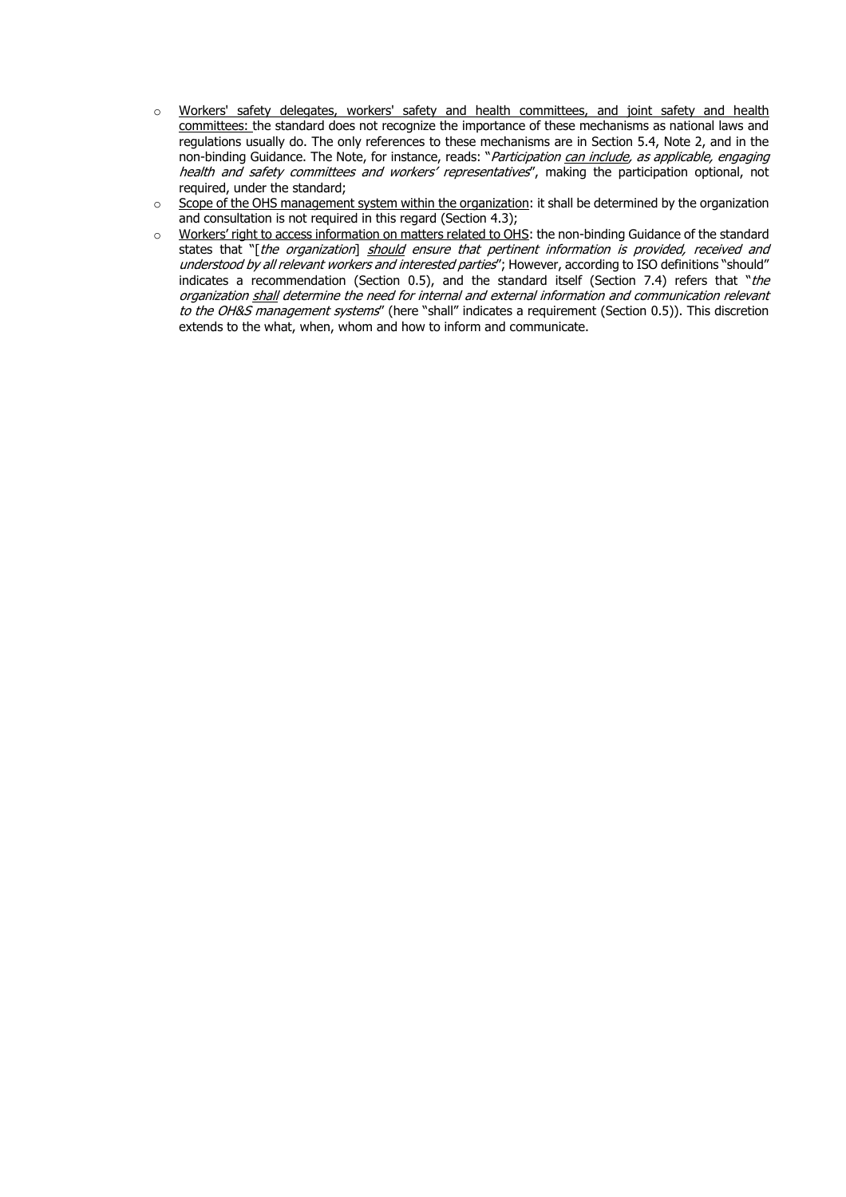- <u>Workers' safety delegates, workers' safety and health committees, and joint safety and health committees:</u> the standard does not recognize the importance of these mechanisms as national laws and regulations usually do. The only references to these mechanisms are in Section 5.4, Note 2, and in the non-binding Guidance. The Note, for instance, reads: "*Participation <u>can include</u>, as applicable, engaging health and safety committees and workers' representatives*", making the participation optional, not required, under the standard;
- <u>Scope of the OHS management system within the organization</u>: it shall be determined by the organization and consultation is not required in this regard (Section 4.3);
- <u>Workers' right to access information on matters related to OHS</u>: the non-binding Guidance of the standard states that "[*the organization*] <u>*should*</u> *ensure that pertinent information is provided, received and understood by all relevant workers and interested parties*"; However, according to ISO definitions "should" indicates a recommendation (Section 0.5), and the standard itself (Section 7.4) refers that "*the organization <u>shall</u> determine the need for internal and external information and communication relevant to the OH&S management systems*" (here "shall" indicates a requirement (Section 0.5)). This discretion extends to the what, when, whom and how to inform and communicate.